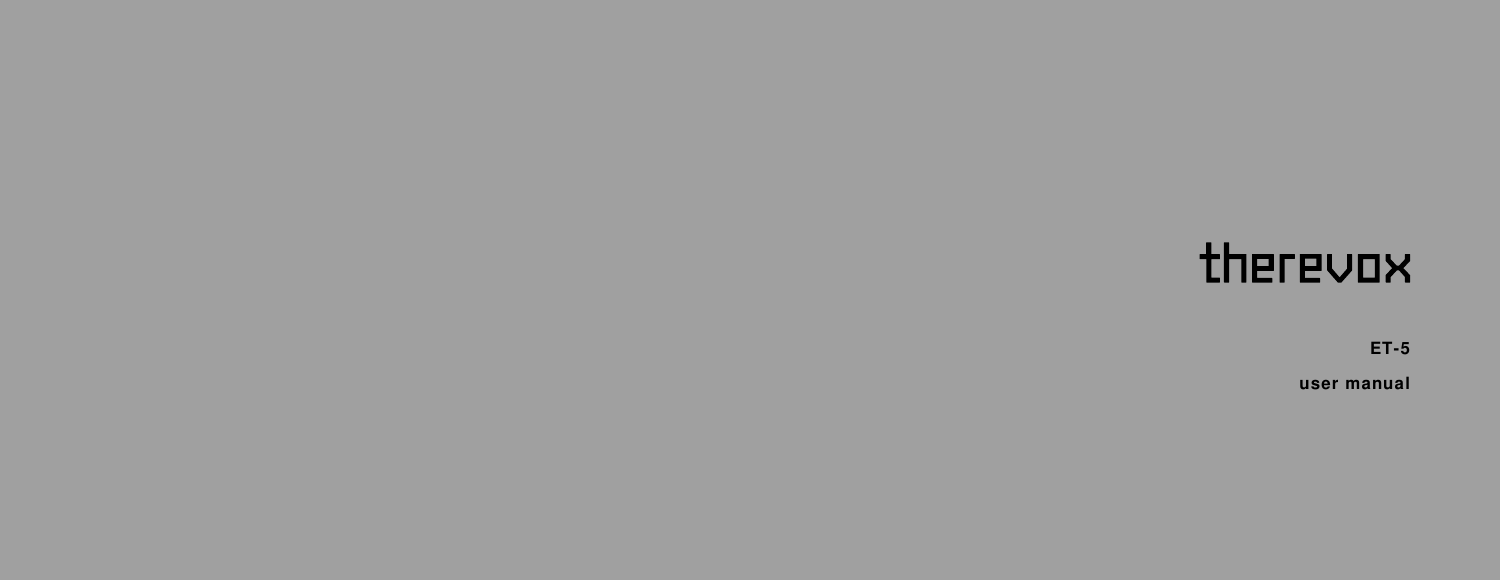# therevox

## ET-5

**user manual**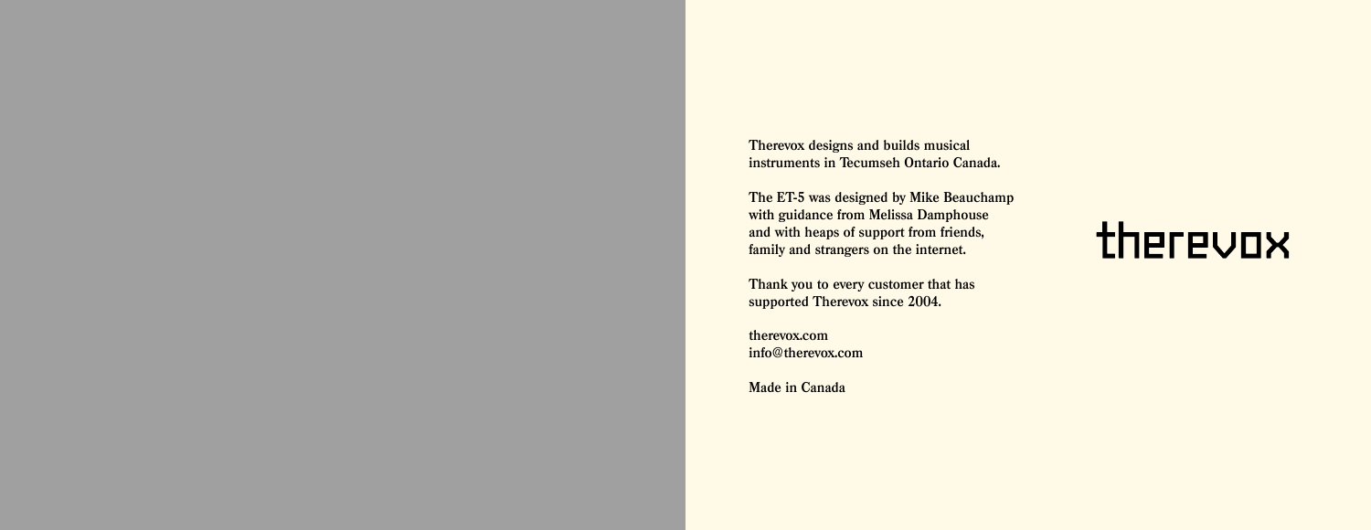Therevox designs and builds musical instruments in Tecumseh Ontario Canada.

The ET-5 was designed by Mike Beauchamp with guidance from Melissa Damphouse and with heaps of support from friends, family and strangers on the internet.

Thank you to every customer that has supported Therevox since 2004.

therevox.com
info@therevox.com

Made in Canada

therevox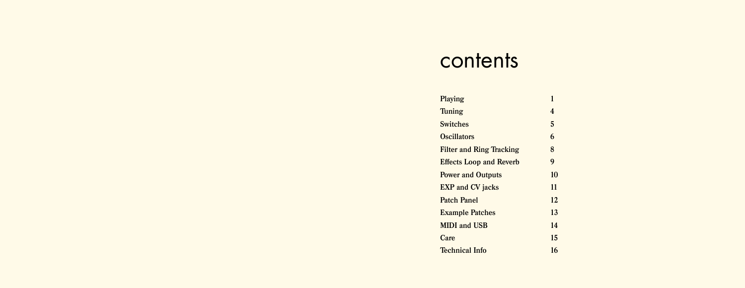# contents

| | |
|---|---|
| **Playing** | **1** |
| **Tuning** | **4** |
| **Switches** | **5** |
| **Oscillators** | **6** |
| **Filter and Ring Tracking** | **8** |
| **Effects Loop and Reverb** | **9** |
| **Power and Outputs** | **10** |
| **EXP and CV jacks** | **11** |
| **Patch Panel** | **12** |
| **Example Patches** | **13** |
| **MIDI and USB** | **14** |
| **Care** | **15** |
| **Technical Info** | **16** |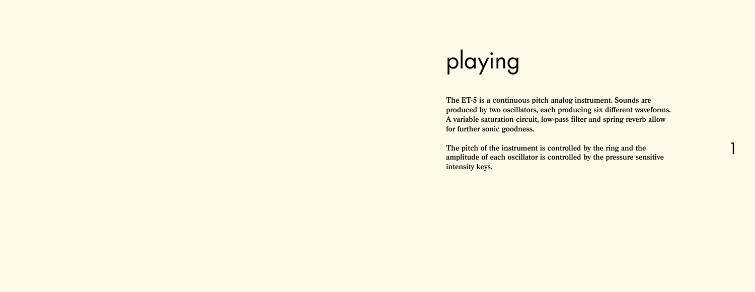# playing

**The ET-5 is a continuous pitch analog instrument. Sounds are produced by two oscillators, each producing six different waveforms. A variable saturation circuit, low-pass filter and spring reverb allow for further sonic goodness.**

**The pitch of the instrument is controlled by the ring and the amplitude of each oscillator is controlled by the pressure sensitive intensity keys.**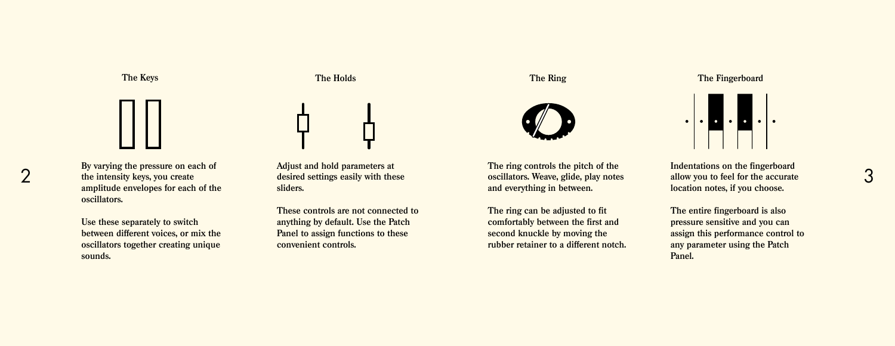## The Keys

By varying the pressure on each of the intensity keys, you create amplitude envelopes for each of the oscillators.

Use these separately to switch between different voices, or mix the oscillators together creating unique sounds.

## The Holds

Adjust and hold parameters at desired settings easily with these sliders.

These controls are not connected to anything by default. Use the Patch Panel to assign functions to these convenient controls.

## The Ring

The ring controls the pitch of the oscillators. Weave, glide, play notes and everything in between.

The ring can be adjusted to fit comfortably between the first and second knuckle by moving the rubber retainer to a different notch.

## The Fingerboard

Indentations on the fingerboard allow you to feel for the accurate location notes, if you choose.

The entire fingerboard is also pressure sensitive and you can assign this performance control to any parameter using the Patch Panel.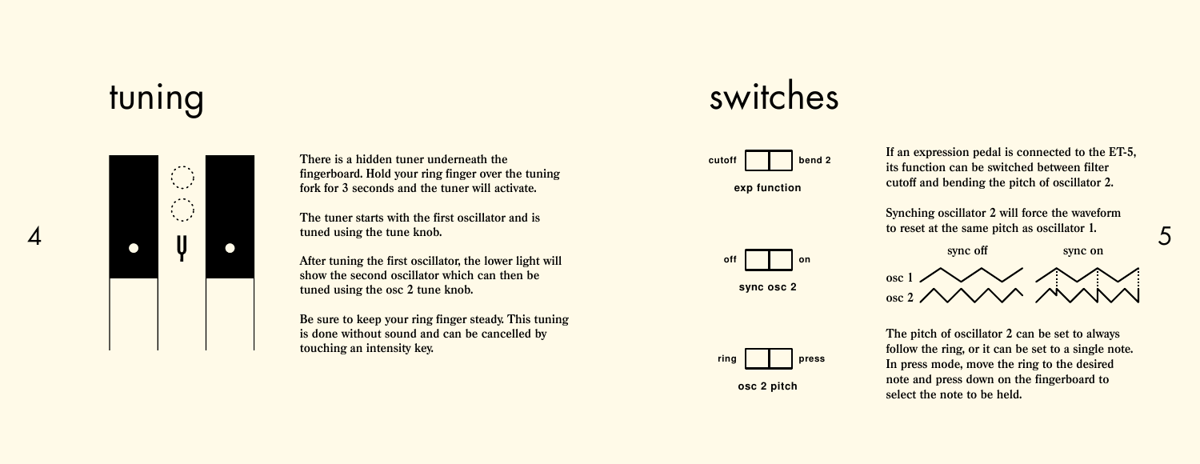# tuning

There is a hidden tuner underneath the fingerboard. Hold your ring finger over the tuning fork for 3 seconds and the tuner will activate.

The tuner starts with the first oscillator and is tuned using the tune knob.

After tuning the first oscillator, the lower light will show the second oscillator which can then be tuned using the osc 2 tune knob.

Be sure to keep your ring finger steady. This tuning is done without sound and can be cancelled by touching an intensity key.

# switches

cutoff | bend 2

**exp function**

If an expression pedal is connected to the ET-5, its function can be switched between filter cutoff and bending the pitch of oscillator 2.

off | on

**sync osc 2**

Synching oscillator 2 will force the waveform to reset at the same pitch as oscillator 1.

sync off — sync on

osc 1

osc 2

ring | press

**osc 2 pitch**

The pitch of oscillator 2 can be set to always follow the ring, or it can be set to a single note. In press mode, move the ring to the desired note and press down on the fingerboard to select the note to be held.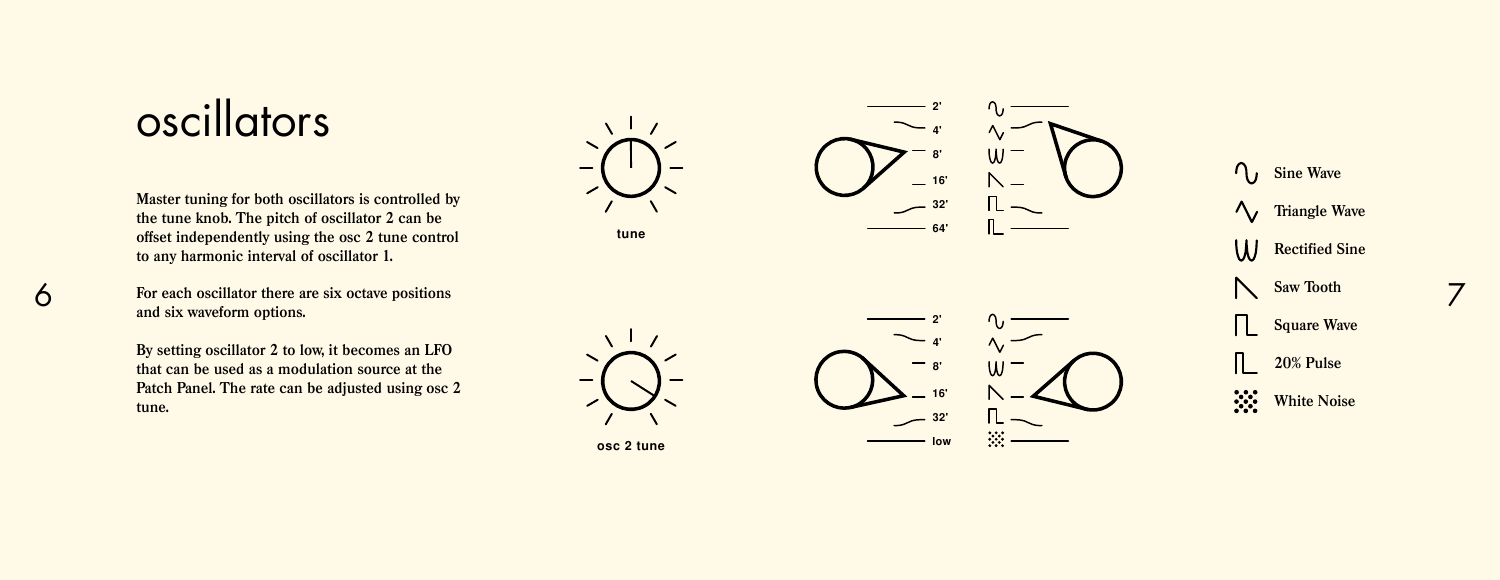# oscillators

**Master tuning for both oscillators is controlled by the tune knob. The pitch of oscillator 2 can be offset independently using the osc 2 tune control to any harmonic interval of oscillator 1.**

**For each oscillator there are six octave positions and six waveform options.**

**By setting oscillator 2 to low, it becomes an LFO that can be used as a modulation source at the Patch Panel. The rate can be adjusted using osc 2 tune.**

tune

2' 4' 8' 16' 32' 64'

osc 2 tune

2' 4' 8' 16' 32' low

- **Sine Wave**
- **Triangle Wave**
- **Rectified Sine**
- **Saw Tooth**
- **Square Wave**
- **20% Pulse**
- **White Noise**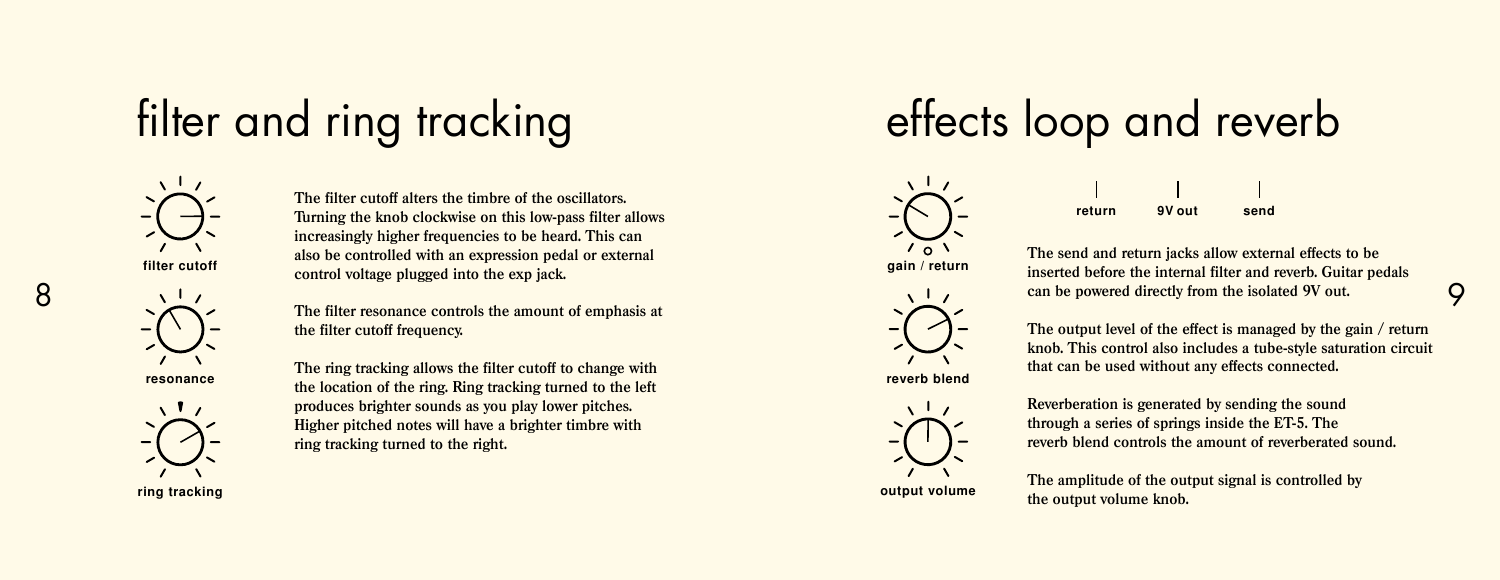# filter and ring tracking

filter cutoff

resonance

ring tracking

**The filter cutoff alters the timbre of the oscillators. Turning the knob clockwise on this low-pass filter allows increasingly higher frequencies to be heard. This can also be controlled with an expression pedal or external control voltage plugged into the exp jack.**

**The filter resonance controls the amount of emphasis at the filter cutoff frequency.**

**The ring tracking allows the filter cutoff to change with the location of the ring. Ring tracking turned to the left produces brighter sounds as you play lower pitches. Higher pitched notes will have a brighter timbre with ring tracking turned to the right.**

# effects loop and reverb

gain / return

reverb blend

output volume

return 9V out send

**The send and return jacks allow external effects to be inserted before the internal filter and reverb. Guitar pedals can be powered directly from the isolated 9V out.**

**The output level of the effect is managed by the gain / return knob. This control also includes a tube-style saturation circuit that can be used without any effects connected.**

**Reverberation is generated by sending the sound through a series of springs inside the ET-5. The reverb blend controls the amount of reverberated sound.**

**The amplitude of the output signal is controlled by the output volume knob.**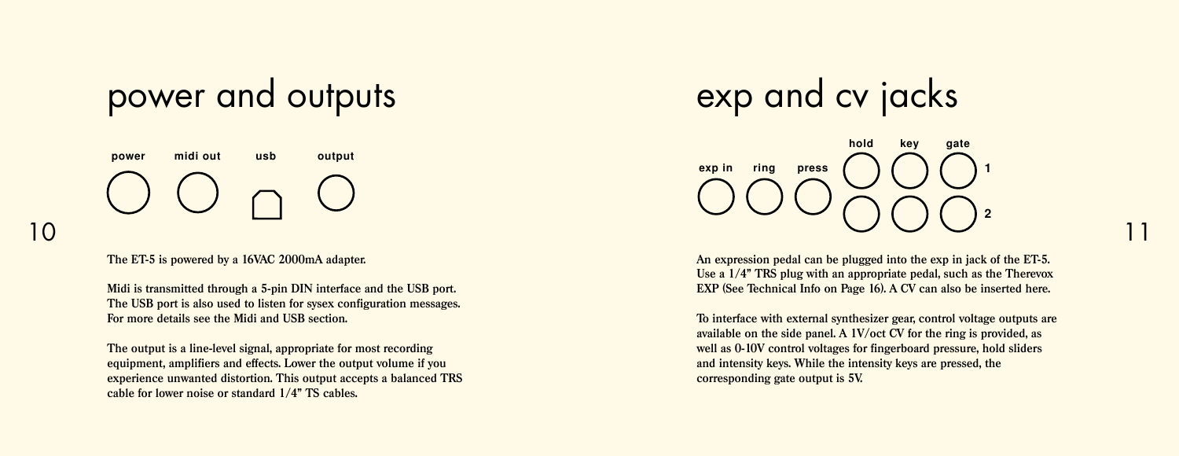# power and outputs

power midi out usb output

The ET-5 is powered by a 16VAC 2000mA adapter.

Midi is transmitted through a 5-pin DIN interface and the USB port. The USB port is also used to listen for sysex configuration messages. For more details see the Midi and USB section.

The output is a line-level signal, appropriate for most recording equipment, amplifiers and effects. Lower the output volume if you experience unwanted distortion. This output accepts a balanced TRS cable for lower noise or standard 1/4" TS cables.

# exp and cv jacks

exp in ring press hold key gate 1 2

An expression pedal can be plugged into the exp in jack of the ET-5. Use a 1/4" TRS plug with an appropriate pedal, such as the Therevox EXP (See Technical Info on Page 16). A CV can also be inserted here.

To interface with external synthesizer gear, control voltage outputs are available on the side panel. A 1V/oct CV for the ring is provided, as well as 0-10V control voltages for fingerboard pressure, hold sliders and intensity keys. While the intensity keys are pressed, the corresponding gate output is 5V.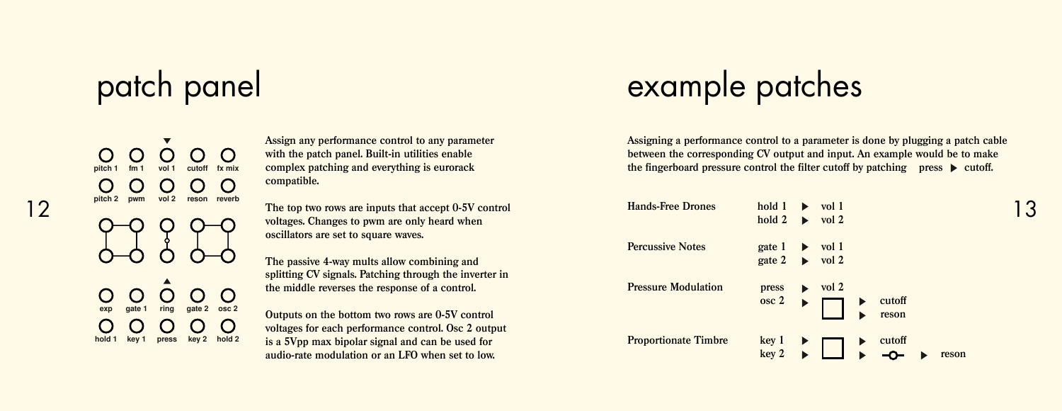# patch panel

| | | | | |
|---|---|---|---|---|
| pitch 1 | fm 1 | vol 1 | cutoff | fx mix |
| pitch 2 | pwm | vol 2 | reson | reverb |
| exp | gate 1 | ring | gate 2 | osc 2 |
| hold 1 | key 1 | press | key 2 | hold 2 |

Assign any performance control to any parameter with the patch panel. Built-in utilities enable complex patching and everything is eurorack compatible.

The top two rows are inputs that accept 0-5V control voltages. Changes to pwm are only heard when oscillators are set to square waves.

The passive 4-way mults allow combining and splitting CV signals. Patching through the inverter in the middle reverses the response of a control.

Outputs on the bottom two rows are 0-5V control voltages for each performance control. Osc 2 output is a 5Vpp max bipolar signal and can be used for audio-rate modulation or an LFO when set to low.

# example patches

**Assigning a performance control to a parameter is done by plugging a patch cable between the corresponding CV output and input. An example would be to make the fingerboard pressure control the filter cutoff by patching press ▶ cutoff.**

**Hands-Free Drones**
- hold 1 ▶ vol 1
- hold 2 ▶ vol 2

**Percussive Notes**
- gate 1 ▶ vol 1
- gate 2 ▶ vol 2

**Pressure Modulation**
- press ▶ vol 2
- osc 2 ▶ mult ▶ cutoff, ▶ reson

**Proportionate Timbre**
- key 1, key 2 ▶ mult ▶ cutoff, ▶ inverter ▶ reson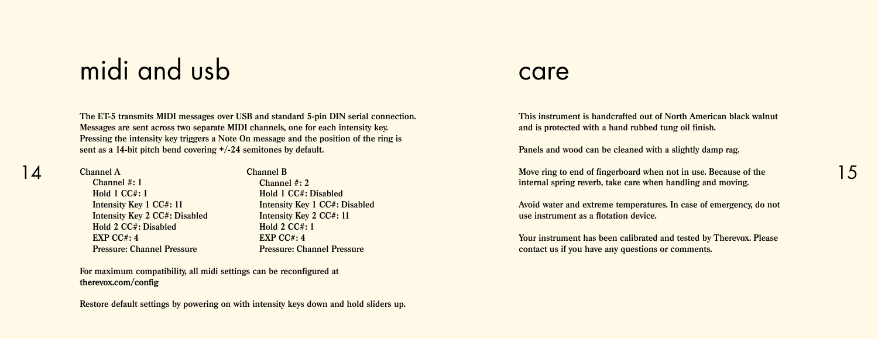# midi and usb

**The ET-5 transmits MIDI messages over USB and standard 5-pin DIN serial connection. Messages are sent across two separate MIDI channels, one for each intensity key. Pressing the intensity key triggers a Note On message and the position of the ring is sent as a 14-bit pitch bend covering +/-24 semitones by default.**

**Channel A**
- **Channel #: 1**
- **Hold 1 CC#: 1**
- **Intensity Key 1 CC#: 11**
- **Intensity Key 2 CC#: Disabled**
- **Hold 2 CC#: Disabled**
- **EXP CC#: 4**
- **Pressure: Channel Pressure**

**Channel B**
- **Channel #: 2**
- **Hold 1 CC#: Disabled**
- **Intensity Key 1 CC#: Disabled**
- **Intensity Key 2 CC#: 11**
- **Hold 2 CC#: 1**
- **EXP CC#: 4**
- **Pressure: Channel Pressure**

**For maximum compatibility, all midi settings can be reconfigured at therevox.com/config**

**Restore default settings by powering on with intensity keys down and hold sliders up.**

# care

**This instrument is handcrafted out of North American black walnut and is protected with a hand rubbed tung oil finish.**

**Panels and wood can be cleaned with a slightly damp rag.**

**Move ring to end of fingerboard when not in use. Because of the internal spring reverb, take care when handling and moving.**

**Avoid water and extreme temperatures. In case of emergency, do not use instrument as a flotation device.**

**Your instrument has been calibrated and tested by Therevox. Please contact us if you have any questions or comments.**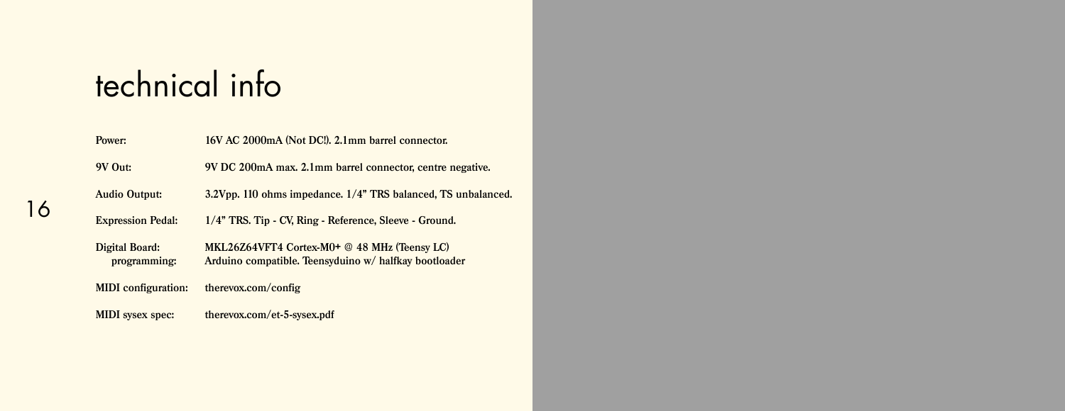# technical info

| | |
|---|---|
| **Power:** | **16V AC 2000mA (Not DC!). 2.1mm barrel connector.** |
| **9V Out:** | **9V DC 200mA max. 2.1mm barrel connector, centre negative.** |
| **Audio Output:** | **3.2Vpp. 110 ohms impedance. 1/4" TRS balanced, TS unbalanced.** |
| **Expression Pedal:** | **1/4" TRS. Tip - CV, Ring - Reference, Sleeve - Ground.** |
| **Digital Board:** | **MKL26Z64VFT4 Cortex-M0+ @ 48 MHz (Teensy LC)** |
| **programming:** | **Arduino compatible. Teensyduino w/ halfkay bootloader** |
| **MIDI configuration:** | **therevox.com/config** |
| **MIDI sysex spec:** | **therevox.com/et-5-sysex.pdf** |